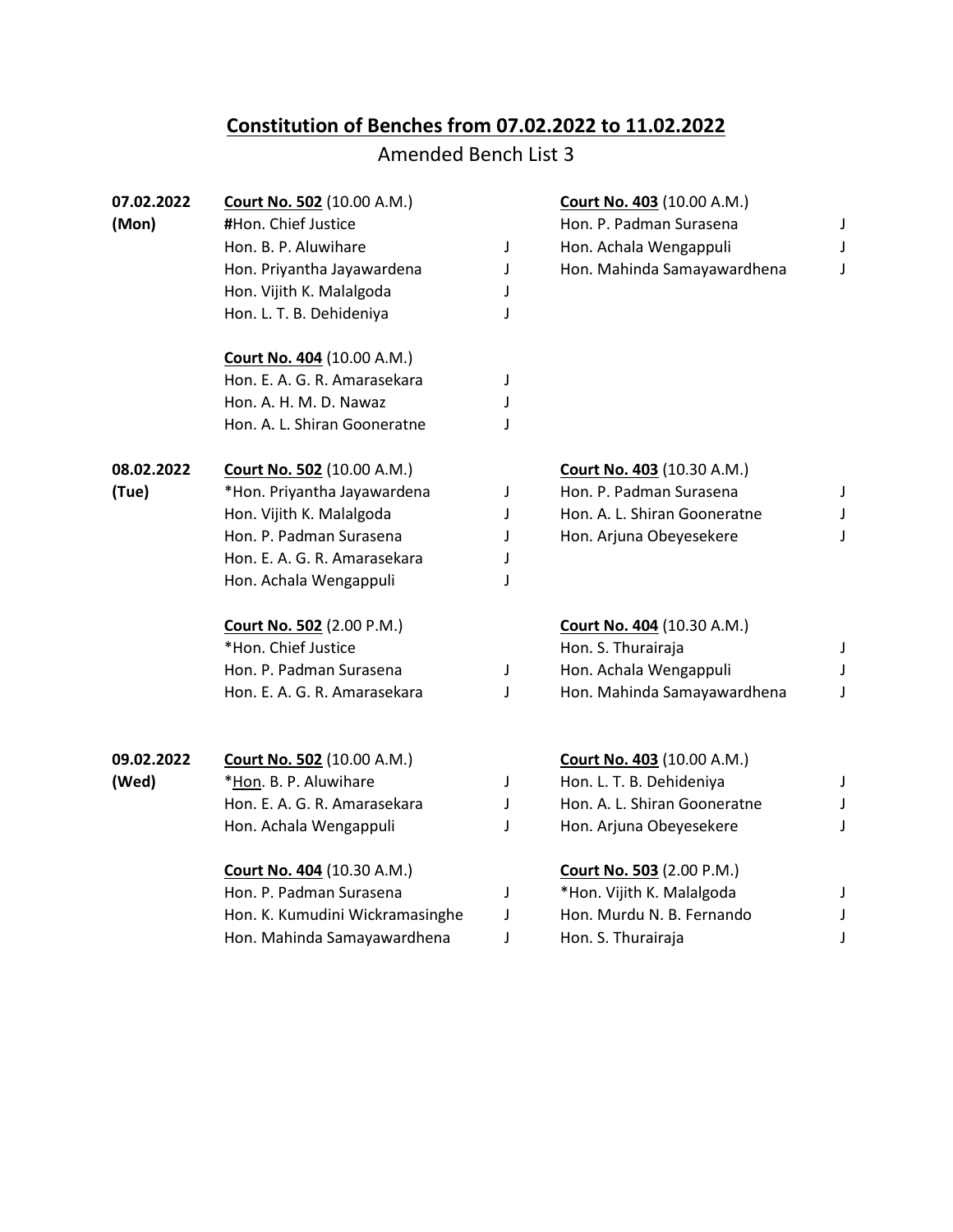# Constitution of Benches from 07.02.2022 to 11.02.2022

Amended Bench List 3

**07.02.2022 (Mon)**

**Court No. 502** (10.00 A.M.)

| | |
|---|---|
| **#**Hon. Chief Justice | |
| Hon. B. P. Aluwihare | J |
| Hon. Priyantha Jayawardena | J |
| Hon. Vijith K. Malalgoda | J |
| Hon. L. T. B. Dehideniya | J |

**Court No. 403** (10.00 A.M.)

| | |
|---|---|
| Hon. P. Padman Surasena | J |
| Hon. Achala Wengappuli | J |
| Hon. Mahinda Samayawardhena | J |

**Court No. 404** (10.00 A.M.)

| | |
|---|---|
| Hon. E. A. G. R. Amarasekara | J |
| Hon. A. H. M. D. Nawaz | J |
| Hon. A. L. Shiran Gooneratne | J |

**08.02.2022 (Tue)**

**Court No. 502** (10.00 A.M.)

| | |
|---|---|
| *Hon. Priyantha Jayawardena | J |
| Hon. Vijith K. Malalgoda | J |
| Hon. P. Padman Surasena | J |
| Hon. E. A. G. R. Amarasekara | J |
| Hon. Achala Wengappuli | J |

**Court No. 403** (10.30 A.M.)

| | |
|---|---|
| Hon. P. Padman Surasena | J |
| Hon. A. L. Shiran Gooneratne | J |
| Hon. Arjuna Obeyesekere | J |

**Court No. 502** (2.00 P.M.)

| | |
|---|---|
| *Hon. Chief Justice | |
| Hon. P. Padman Surasena | J |
| Hon. E. A. G. R. Amarasekara | J |

**Court No. 404** (10.30 A.M.)

| | |
|---|---|
| Hon. S. Thurairaja | J |
| Hon. Achala Wengappuli | J |
| Hon. Mahinda Samayawardhena | J |

**09.02.2022 (Wed)**

**Court No. 502** (10.00 A.M.)

| | |
|---|---|
| *Hon. B. P. Aluwihare | J |
| Hon. E. A. G. R. Amarasekara | J |
| Hon. Achala Wengappuli | J |

**Court No. 403** (10.00 A.M.)

| | |
|---|---|
| Hon. L. T. B. Dehideniya | J |
| Hon. A. L. Shiran Gooneratne | J |
| Hon. Arjuna Obeyesekere | J |

**Court No. 404** (10.30 A.M.)

| | |
|---|---|
| Hon. P. Padman Surasena | J |
| Hon. K. Kumudini Wickramasinghe | J |
| Hon. Mahinda Samayawardhena | J |

**Court No. 503** (2.00 P.M.)

| | |
|---|---|
| *Hon. Vijith K. Malalgoda | J |
| Hon. Murdu N. B. Fernando | J |
| Hon. S. Thurairaja | J |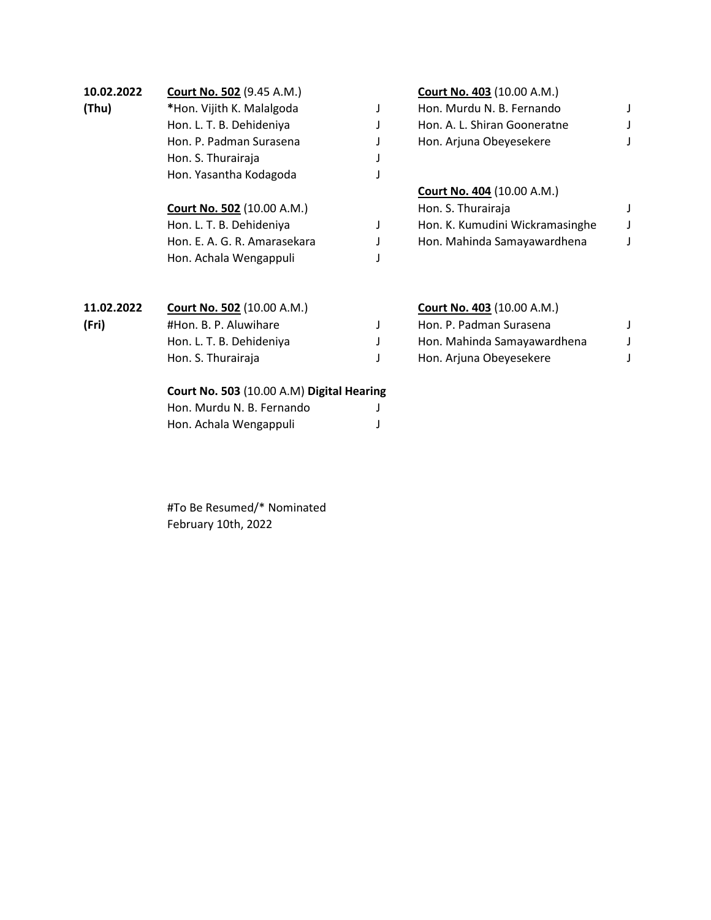**10.02.2022 (Thu)**

**Court No. 502** (9.45 A.M.)

| | |
|---|---|
| **\***Hon. Vijith K. Malalgoda | J |
| Hon. L. T. B. Dehideniya | J |
| Hon. P. Padman Surasena | J |
| Hon. S. Thurairaja | J |
| Hon. Yasantha Kodagoda | J |

**Court No. 502** (10.00 A.M.)

| | |
|---|---|
| Hon. L. T. B. Dehideniya | J |
| Hon. E. A. G. R. Amarasekara | J |
| Hon. Achala Wengappuli | J |

**Court No. 403** (10.00 A.M.)

| | |
|---|---|
| Hon. Murdu N. B. Fernando | J |
| Hon. A. L. Shiran Gooneratne | J |
| Hon. Arjuna Obeyesekere | J |

**Court No. 404** (10.00 A.M.)

| | |
|---|---|
| Hon. S. Thurairaja | J |
| Hon. K. Kumudini Wickramasinghe | J |
| Hon. Mahinda Samayawardhena | J |

**11.02.2022 (Fri)**

**Court No. 502** (10.00 A.M.)

| | |
|---|---|
| #Hon. B. P. Aluwihare | J |
| Hon. L. T. B. Dehideniya | J |
| Hon. S. Thurairaja | J |

**Court No. 503** (10.00 A.M) **Digital Hearing**

| | |
|---|---|
| Hon. Murdu N. B. Fernando | J |
| Hon. Achala Wengappuli | J |

**Court No. 403** (10.00 A.M.)

| | |
|---|---|
| Hon. P. Padman Surasena | J |
| Hon. Mahinda Samayawardhena | J |
| Hon. Arjuna Obeyesekere | J |

#To Be Resumed/* Nominated
February 10th, 2022